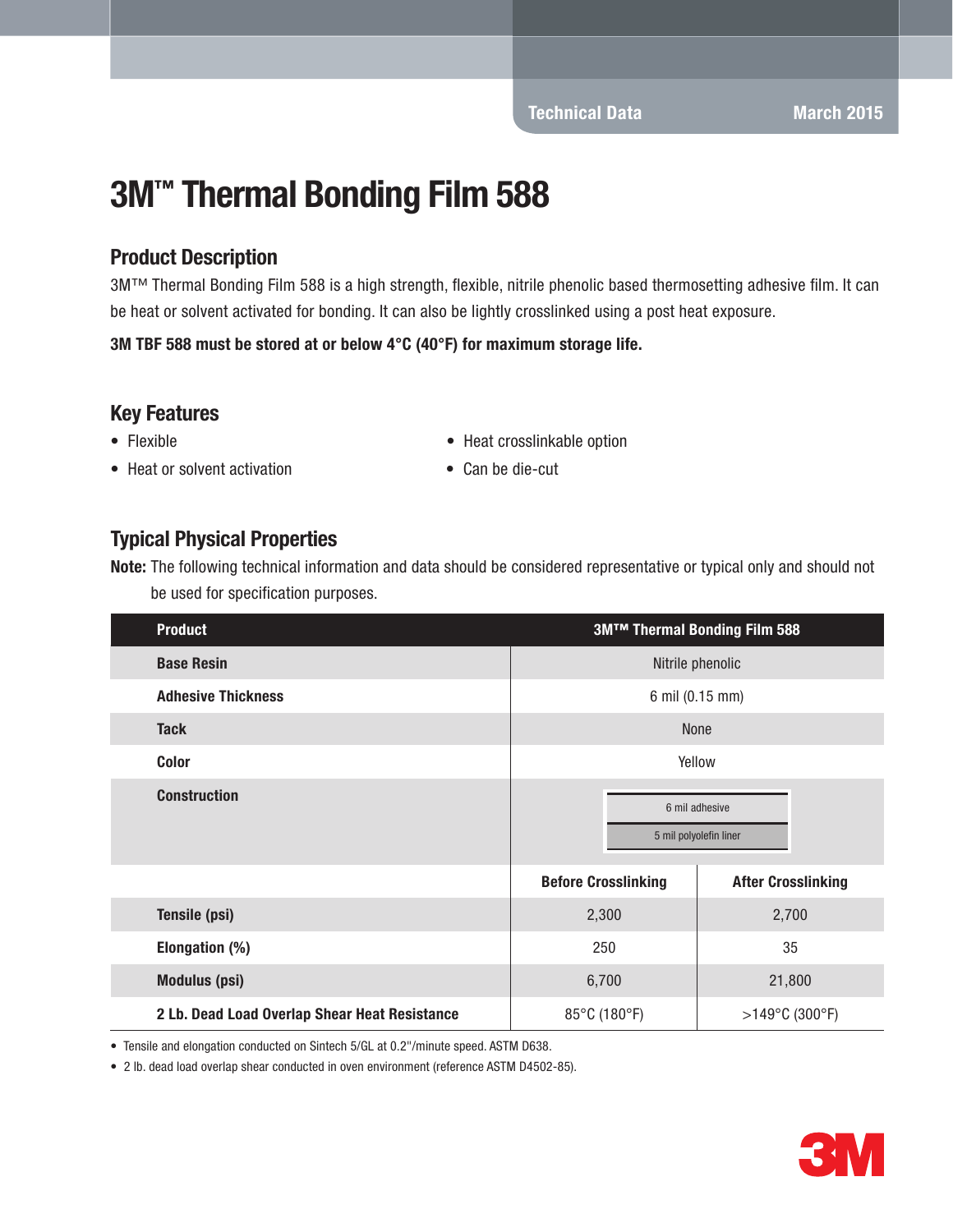Technical Data March 2015

# 3M™ Thermal Bonding Film 588

## Product Description

3M™ Thermal Bonding Film 588 is a high strength, flexible, nitrile phenolic based thermosetting adhesive film. It can be heat or solvent activated for bonding. It can also be lightly crosslinked using a post heat exposure.

**3M TBF 588 must be stored at or below 4°C (40°F) for maximum storage life.**

## Key Features

- Flexible
- Heat or solvent activation
- Heat crosslinkable option
- Can be die-cut

## Typical Physical Properties

**Note:** The following technical information and data should be considered representative or typical only and should not be used for specification purposes.

| Product | 3M™ Thermal Bonding Film 588 | |
|---|---|---|
| Base Resin | Nitrile phenolic | |
| Adhesive Thickness | 6 mil (0.15 mm) | |
| Tack | None | |
| Color | Yellow | |
| Construction | 6 mil adhesive / 5 mil polyolefin liner | |
| | Before Crosslinking | After Crosslinking |
| Tensile (psi) | 2,300 | 2,700 |
| Elongation (%) | 250 | 35 |
| Modulus (psi) | 6,700 | 21,800 |
| 2 Lb. Dead Load Overlap Shear Heat Resistance | 85°C (180°F) | >149°C (300°F) |

- Tensile and elongation conducted on Sintech 5/GL at 0.2"/minute speed. ASTM D638.
- 2 lb. dead load overlap shear conducted in oven environment (reference ASTM D4502-85).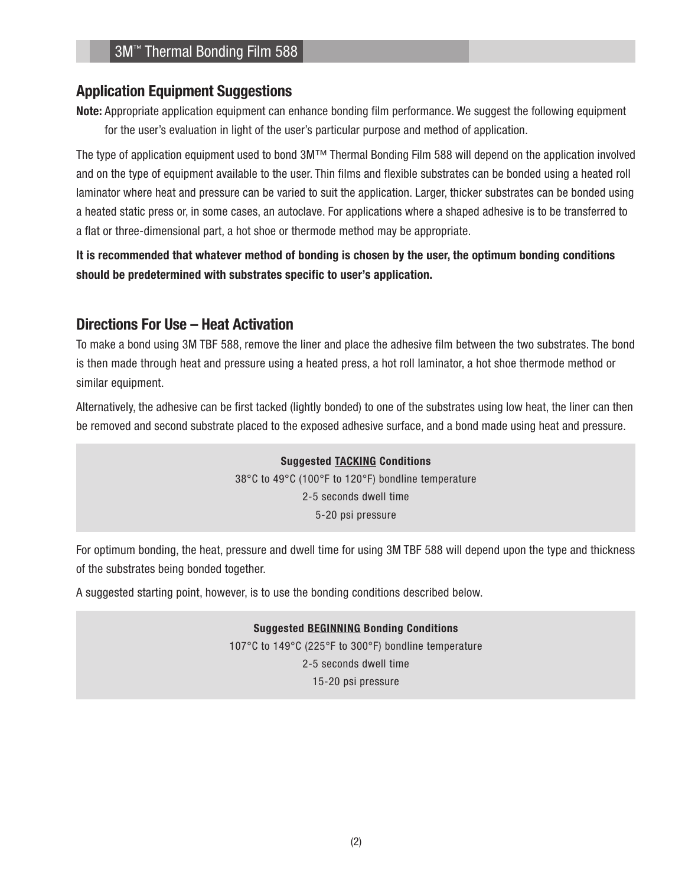## Application Equipment Suggestions

**Note:** Appropriate application equipment can enhance bonding film performance. We suggest the following equipment for the user's evaluation in light of the user's particular purpose and method of application.

The type of application equipment used to bond 3M™ Thermal Bonding Film 588 will depend on the application involved and on the type of equipment available to the user. Thin films and flexible substrates can be bonded using a heated roll laminator where heat and pressure can be varied to suit the application. Larger, thicker substrates can be bonded using a heated static press or, in some cases, an autoclave. For applications where a shaped adhesive is to be transferred to a flat or three-dimensional part, a hot shoe or thermode method may be appropriate.

**It is recommended that whatever method of bonding is chosen by the user, the optimum bonding conditions should be predetermined with substrates specific to user's application.**

## Directions For Use – Heat Activation

To make a bond using 3M TBF 588, remove the liner and place the adhesive film between the two substrates. The bond is then made through heat and pressure using a heated press, a hot roll laminator, a hot shoe thermode method or similar equipment.

Alternatively, the adhesive can be first tacked (lightly bonded) to one of the substrates using low heat, the liner can then be removed and second substrate placed to the exposed adhesive surface, and a bond made using heat and pressure.

**Suggested TACKING Conditions**

38°C to 49°C (100°F to 120°F) bondline temperature

2-5 seconds dwell time

5-20 psi pressure

For optimum bonding, the heat, pressure and dwell time for using 3M TBF 588 will depend upon the type and thickness of the substrates being bonded together.

A suggested starting point, however, is to use the bonding conditions described below.

**Suggested BEGINNING Bonding Conditions**

107°C to 149°C (225°F to 300°F) bondline temperature

2-5 seconds dwell time

15-20 psi pressure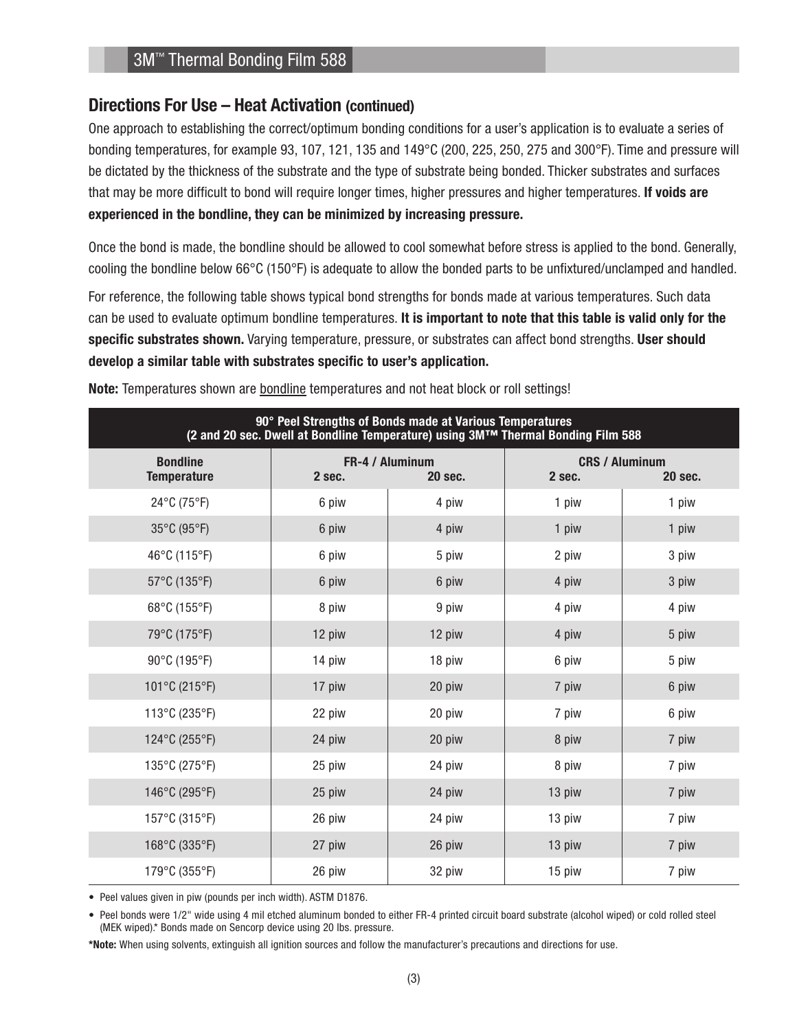## Directions For Use – Heat Activation (continued)

One approach to establishing the correct/optimum bonding conditions for a user's application is to evaluate a series of bonding temperatures, for example 93, 107, 121, 135 and 149°C (200, 225, 250, 275 and 300°F). Time and pressure will be dictated by the thickness of the substrate and the type of substrate being bonded. Thicker substrates and surfaces that may be more difficult to bond will require longer times, higher pressures and higher temperatures. **If voids are experienced in the bondline, they can be minimized by increasing pressure.**

Once the bond is made, the bondline should be allowed to cool somewhat before stress is applied to the bond. Generally, cooling the bondline below 66°C (150°F) is adequate to allow the bonded parts to be unfixtured/unclamped and handled.

For reference, the following table shows typical bond strengths for bonds made at various temperatures. Such data can be used to evaluate optimum bondline temperatures. **It is important to note that this table is valid only for the specific substrates shown.** Varying temperature, pressure, or substrates can affect bond strengths. **User should develop a similar table with substrates specific to user's application.**

**Note:** Temperatures shown are <u>bondline</u> temperatures and not heat block or roll settings!

**90° Peel Strengths of Bonds made at Various Temperatures (2 and 20 sec. Dwell at Bondline Temperature) using 3M™ Thermal Bonding Film 588**

| Bondline Temperature | FR-4 / Aluminum | | CRS / Aluminum | |
|---|---|---|---|---|
| | 2 sec. | 20 sec. | 2 sec. | 20 sec. |
| 24°C (75°F) | 6 piw | 4 piw | 1 piw | 1 piw |
| 35°C (95°F) | 6 piw | 4 piw | 1 piw | 1 piw |
| 46°C (115°F) | 6 piw | 5 piw | 2 piw | 3 piw |
| 57°C (135°F) | 6 piw | 6 piw | 4 piw | 3 piw |
| 68°C (155°F) | 8 piw | 9 piw | 4 piw | 4 piw |
| 79°C (175°F) | 12 piw | 12 piw | 4 piw | 5 piw |
| 90°C (195°F) | 14 piw | 18 piw | 6 piw | 5 piw |
| 101°C (215°F) | 17 piw | 20 piw | 7 piw | 6 piw |
| 113°C (235°F) | 22 piw | 20 piw | 7 piw | 6 piw |
| 124°C (255°F) | 24 piw | 20 piw | 8 piw | 7 piw |
| 135°C (275°F) | 25 piw | 24 piw | 8 piw | 7 piw |
| 146°C (295°F) | 25 piw | 24 piw | 13 piw | 7 piw |
| 157°C (315°F) | 26 piw | 24 piw | 13 piw | 7 piw |
| 168°C (335°F) | 27 piw | 26 piw | 13 piw | 7 piw |
| 179°C (355°F) | 26 piw | 32 piw | 15 piw | 7 piw |

- Peel values given in piw (pounds per inch width). ASTM D1876.
- Peel bonds were 1/2" wide using 4 mil etched aluminum bonded to either FR-4 printed circuit board substrate (alcohol wiped) or cold rolled steel (MEK wiped).* Bonds made on Sencorp device using 20 lbs. pressure.

***Note:** When using solvents, extinguish all ignition sources and follow the manufacturer's precautions and directions for use.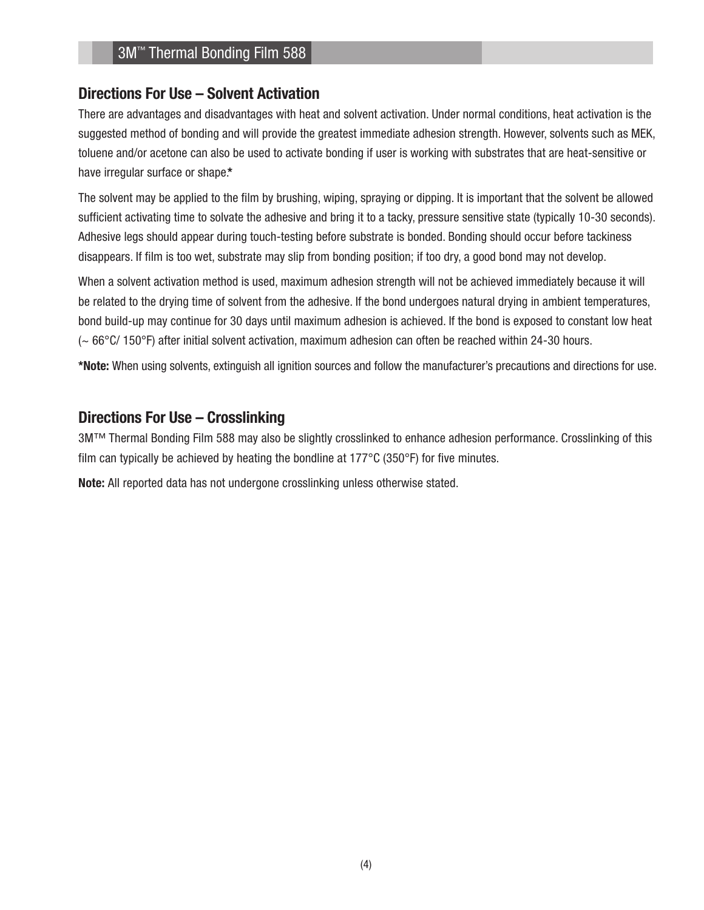## Directions For Use – Solvent Activation

There are advantages and disadvantages with heat and solvent activation. Under normal conditions, heat activation is the suggested method of bonding and will provide the greatest immediate adhesion strength. However, solvents such as MEK, toluene and/or acetone can also be used to activate bonding if user is working with substrates that are heat-sensitive or have irregular surface or shape.*

The solvent may be applied to the film by brushing, wiping, spraying or dipping. It is important that the solvent be allowed sufficient activating time to solvate the adhesive and bring it to a tacky, pressure sensitive state (typically 10-30 seconds). Adhesive legs should appear during touch-testing before substrate is bonded. Bonding should occur before tackiness disappears. If film is too wet, substrate may slip from bonding position; if too dry, a good bond may not develop.

When a solvent activation method is used, maximum adhesion strength will not be achieved immediately because it will be related to the drying time of solvent from the adhesive. If the bond undergoes natural drying in ambient temperatures, bond build-up may continue for 30 days until maximum adhesion is achieved. If the bond is exposed to constant low heat (~ 66°C/ 150°F) after initial solvent activation, maximum adhesion can often be reached within 24-30 hours.

**\*Note:** When using solvents, extinguish all ignition sources and follow the manufacturer's precautions and directions for use.

## Directions For Use – Crosslinking

3M™ Thermal Bonding Film 588 may also be slightly crosslinked to enhance adhesion performance. Crosslinking of this film can typically be achieved by heating the bondline at 177°C (350°F) for five minutes.

**Note:** All reported data has not undergone crosslinking unless otherwise stated.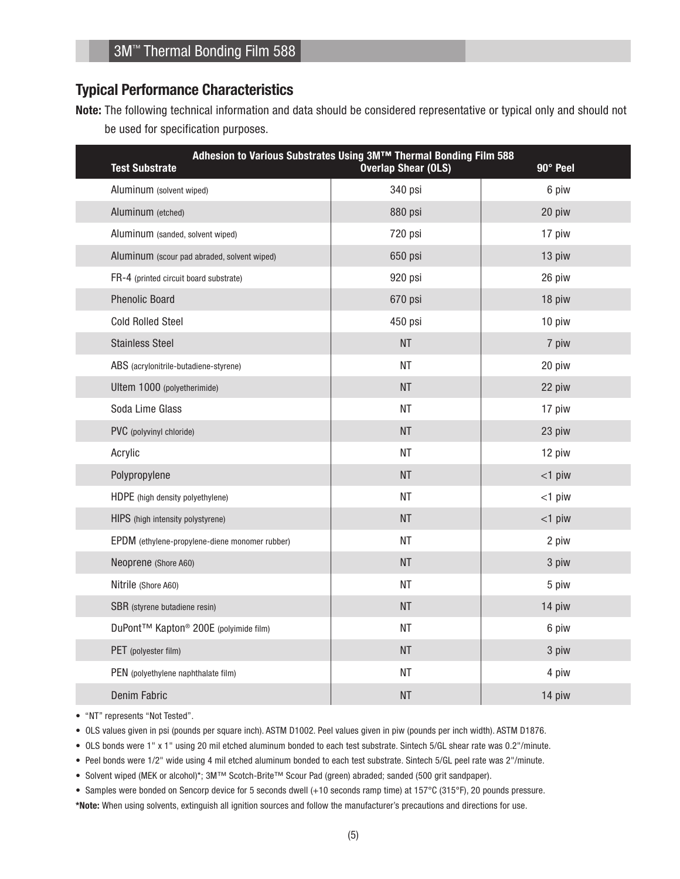## Typical Performance Characteristics

**Note:** The following technical information and data should be considered representative or typical only and should not be used for specification purposes.

| Adhesion to Various Substrates Using 3M™ Thermal Bonding Film 588 | | |
|---|---|---|
| **Test Substrate** | **Overlap Shear (OLS)** | **90° Peel** |
| Aluminum (solvent wiped) | 340 psi | 6 piw |
| Aluminum (etched) | 880 psi | 20 piw |
| Aluminum (sanded, solvent wiped) | 720 psi | 17 piw |
| Aluminum (scour pad abraded, solvent wiped) | 650 psi | 13 piw |
| FR-4 (printed circuit board substrate) | 920 psi | 26 piw |
| Phenolic Board | 670 psi | 18 piw |
| Cold Rolled Steel | 450 psi | 10 piw |
| Stainless Steel | NT | 7 piw |
| ABS (acrylonitrile-butadiene-styrene) | NT | 20 piw |
| Ultem 1000 (polyetherimide) | NT | 22 piw |
| Soda Lime Glass | NT | 17 piw |
| PVC (polyvinyl chloride) | NT | 23 piw |
| Acrylic | NT | 12 piw |
| Polypropylene | NT | <1 piw |
| HDPE (high density polyethylene) | NT | <1 piw |
| HIPS (high intensity polystyrene) | NT | <1 piw |
| EPDM (ethylene-propylene-diene monomer rubber) | NT | 2 piw |
| Neoprene (Shore A60) | NT | 3 piw |
| Nitrile (Shore A60) | NT | 5 piw |
| SBR (styrene butadiene resin) | NT | 14 piw |
| DuPont™ Kapton® 200E (polyimide film) | NT | 6 piw |
| PET (polyester film) | NT | 3 piw |
| PEN (polyethylene naphthalate film) | NT | 4 piw |
| Denim Fabric | NT | 14 piw |

- "NT" represents "Not Tested".
- OLS values given in psi (pounds per square inch). ASTM D1002. Peel values given in piw (pounds per inch width). ASTM D1876.
- OLS bonds were 1" x 1" using 20 mil etched aluminum bonded to each test substrate. Sintech 5/GL shear rate was 0.2"/minute.
- Peel bonds were 1/2" wide using 4 mil etched aluminum bonded to each test substrate. Sintech 5/GL peel rate was 2"/minute.
- Solvent wiped (MEK or alcohol)*; 3M™ Scotch-Brite™ Scour Pad (green) abraded; sanded (500 grit sandpaper).
- Samples were bonded on Sencorp device for 5 seconds dwell (+10 seconds ramp time) at 157°C (315°F), 20 pounds pressure.

***Note:** When using solvents, extinguish all ignition sources and follow the manufacturer's precautions and directions for use.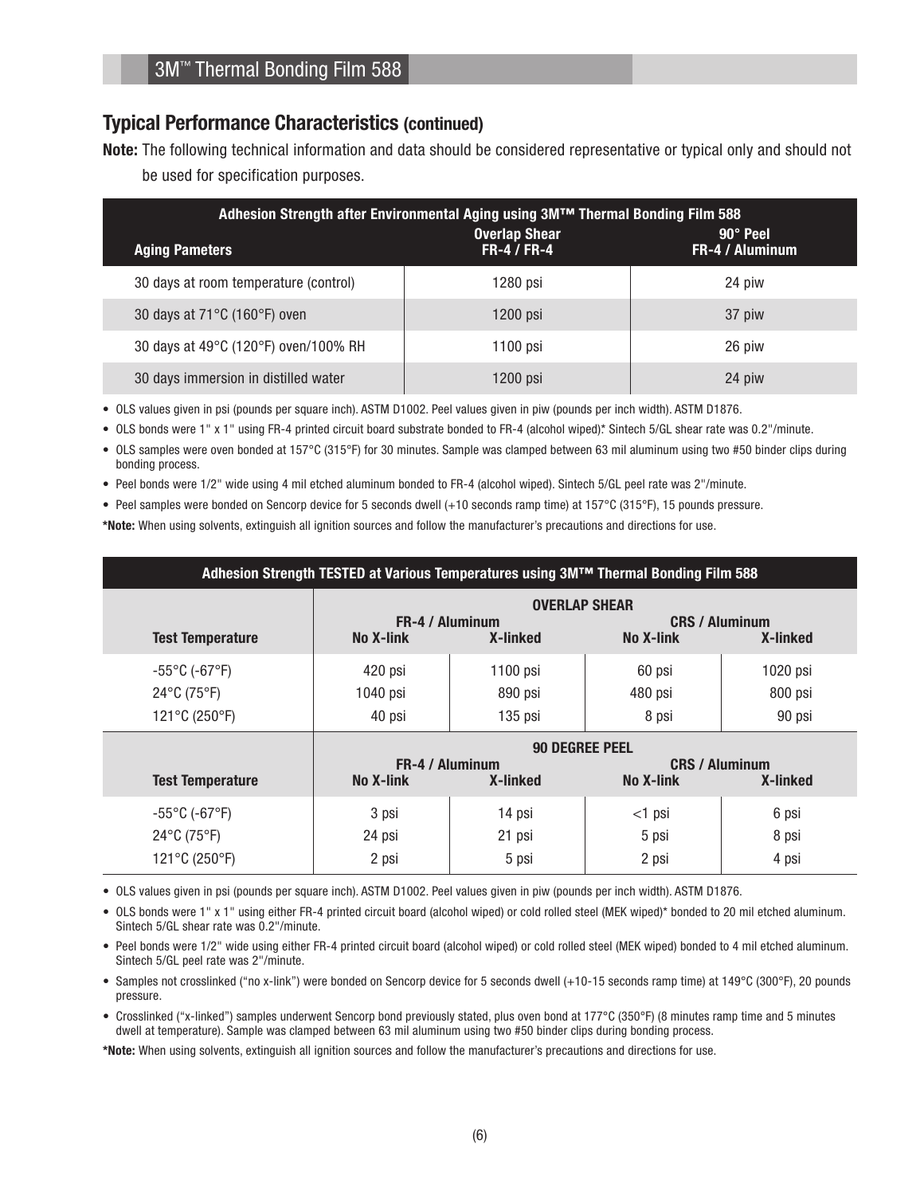## Typical Performance Characteristics (continued)

**Note:** The following technical information and data should be considered representative or typical only and should not be used for specification purposes.

| Adhesion Strength after Environmental Aging using 3M™ Thermal Bonding Film 588 | | |
|---|---|---|
| **Aging Pameters** | **Overlap Shear FR-4 / FR-4** | **90° Peel FR-4 / Aluminum** |
| 30 days at room temperature (control) | 1280 psi | 24 piw |
| 30 days at 71°C (160°F) oven | 1200 psi | 37 piw |
| 30 days at 49°C (120°F) oven/100% RH | 1100 psi | 26 piw |
| 30 days immersion in distilled water | 1200 psi | 24 piw |

- OLS values given in psi (pounds per square inch). ASTM D1002. Peel values given in piw (pounds per inch width). ASTM D1876.
- OLS bonds were 1" x 1" using FR-4 printed circuit board substrate bonded to FR-4 (alcohol wiped)* Sintech 5/GL shear rate was 0.2"/minute.
- OLS samples were oven bonded at 157°C (315°F) for 30 minutes. Sample was clamped between 63 mil aluminum using two #50 binder clips during bonding process.
- Peel bonds were 1/2" wide using 4 mil etched aluminum bonded to FR-4 (alcohol wiped). Sintech 5/GL peel rate was 2"/minute.
- Peel samples were bonded on Sencorp device for 5 seconds dwell (+10 seconds ramp time) at 157°C (315°F), 15 pounds pressure.

***Note:** When using solvents, extinguish all ignition sources and follow the manufacturer's precautions and directions for use.

| Adhesion Strength TESTED at Various Temperatures using 3M™ Thermal Bonding Film 588 | | | | |
|---|---|---|---|---|
| | **OVERLAP SHEAR** | | | |
| | **FR-4 / Aluminum** | | **CRS / Aluminum** | |
| **Test Temperature** | **No X-link** | **X-linked** | **No X-link** | **X-linked** |
| -55°C (-67°F) | 420 psi | 1100 psi | 60 psi | 1020 psi |
| 24°C (75°F) | 1040 psi | 890 psi | 480 psi | 800 psi |
| 121°C (250°F) | 40 psi | 135 psi | 8 psi | 90 psi |
| | **90 DEGREE PEEL** | | | |
| | **FR-4 / Aluminum** | | **CRS / Aluminum** | |
| **Test Temperature** | **No X-link** | **X-linked** | **No X-link** | **X-linked** |
| -55°C (-67°F) | 3 psi | 14 psi | <1 psi | 6 psi |
| 24°C (75°F) | 24 psi | 21 psi | 5 psi | 8 psi |
| 121°C (250°F) | 2 psi | 5 psi | 2 psi | 4 psi |

- OLS values given in psi (pounds per square inch). ASTM D1002. Peel values given in piw (pounds per inch width). ASTM D1876.
- OLS bonds were 1" x 1" using either FR-4 printed circuit board (alcohol wiped) or cold rolled steel (MEK wiped)* bonded to 20 mil etched aluminum. Sintech 5/GL shear rate was 0.2"/minute.
- Peel bonds were 1/2" wide using either FR-4 printed circuit board (alcohol wiped) or cold rolled steel (MEK wiped) bonded to 4 mil etched aluminum. Sintech 5/GL peel rate was 2"/minute.
- Samples not crosslinked ("no x-link") were bonded on Sencorp device for 5 seconds dwell (+10-15 seconds ramp time) at 149°C (300°F), 20 pounds pressure.
- Crosslinked ("x-linked") samples underwent Sencorp bond previously stated, plus oven bond at 177°C (350°F) (8 minutes ramp time and 5 minutes dwell at temperature). Sample was clamped between 63 mil aluminum using two #50 binder clips during bonding process.

***Note:** When using solvents, extinguish all ignition sources and follow the manufacturer's precautions and directions for use.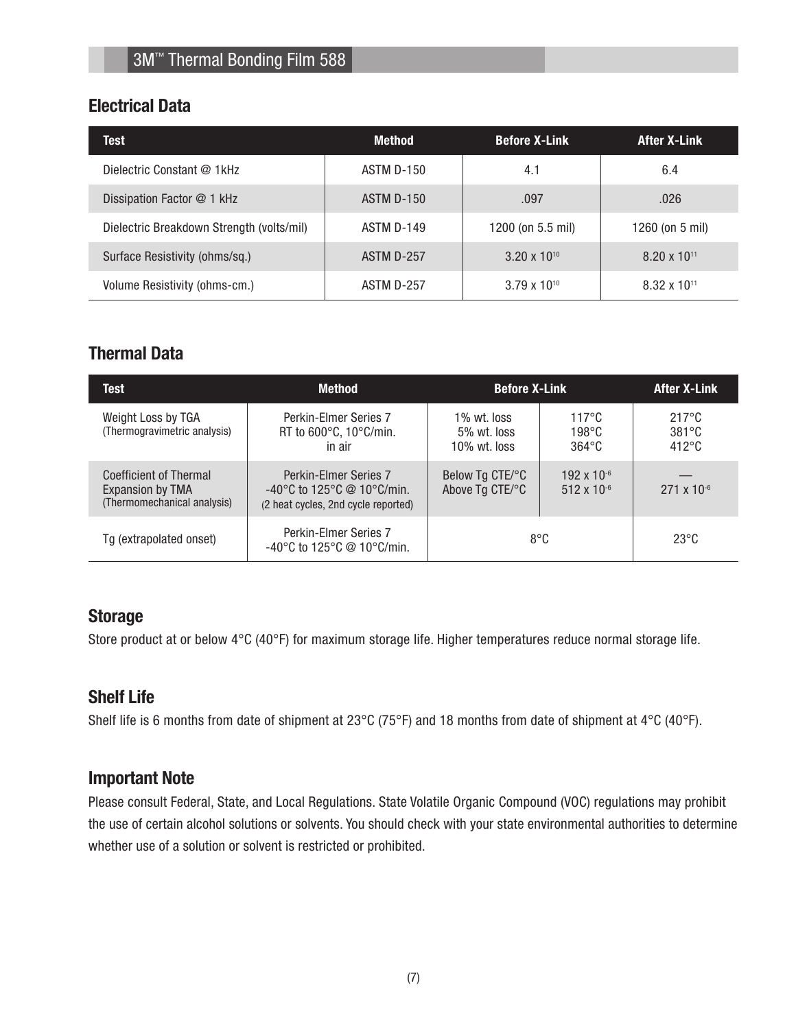## Electrical Data

| Test | Method | Before X-Link | After X-Link |
|---|---|---|---|
| Dielectric Constant @ 1kHz | ASTM D-150 | 4.1 | 6.4 |
| Dissipation Factor @ 1 kHz | ASTM D-150 | .097 | .026 |
| Dielectric Breakdown Strength (volts/mil) | ASTM D-149 | 1200 (on 5.5 mil) | 1260 (on 5 mil) |
| Surface Resistivity (ohms/sq.) | ASTM D-257 | $3.20 \times 10^{10}$ | $8.20 \times 10^{11}$ |
| Volume Resistivity (ohms-cm.) | ASTM D-257 | $3.79 \times 10^{10}$ | $8.32 \times 10^{11}$ |

## Thermal Data

| Test | Method | Before X-Link | | After X-Link |
|---|---|---|---|---|
| Weight Loss by TGA (Thermogravimetric analysis) | Perkin-Elmer Series 7 RT to 600°C, 10°C/min. in air | 1% wt. loss<br>5% wt. loss<br>10% wt. loss | 117°C<br>198°C<br>364°C | 217°C<br>381°C<br>412°C |
| Coefficient of Thermal Expansion by TMA (Thermomechanical analysis) | Perkin-Elmer Series 7 -40°C to 125°C @ 10°C/min. (2 heat cycles, 2nd cycle reported) | Below Tg CTE/°C<br>Above Tg CTE/°C | $192 \times 10^{-6}$<br>$512 \times 10^{-6}$ | —<br>$271 \times 10^{-6}$ |
| Tg (extrapolated onset) | Perkin-Elmer Series 7 -40°C to 125°C @ 10°C/min. | 8°C | | 23°C |

## Storage

Store product at or below 4°C (40°F) for maximum storage life. Higher temperatures reduce normal storage life.

## Shelf Life

Shelf life is 6 months from date of shipment at 23°C (75°F) and 18 months from date of shipment at 4°C (40°F).

## Important Note

Please consult Federal, State, and Local Regulations. State Volatile Organic Compound (VOC) regulations may prohibit the use of certain alcohol solutions or solvents. You should check with your state environmental authorities to determine whether use of a solution or solvent is restricted or prohibited.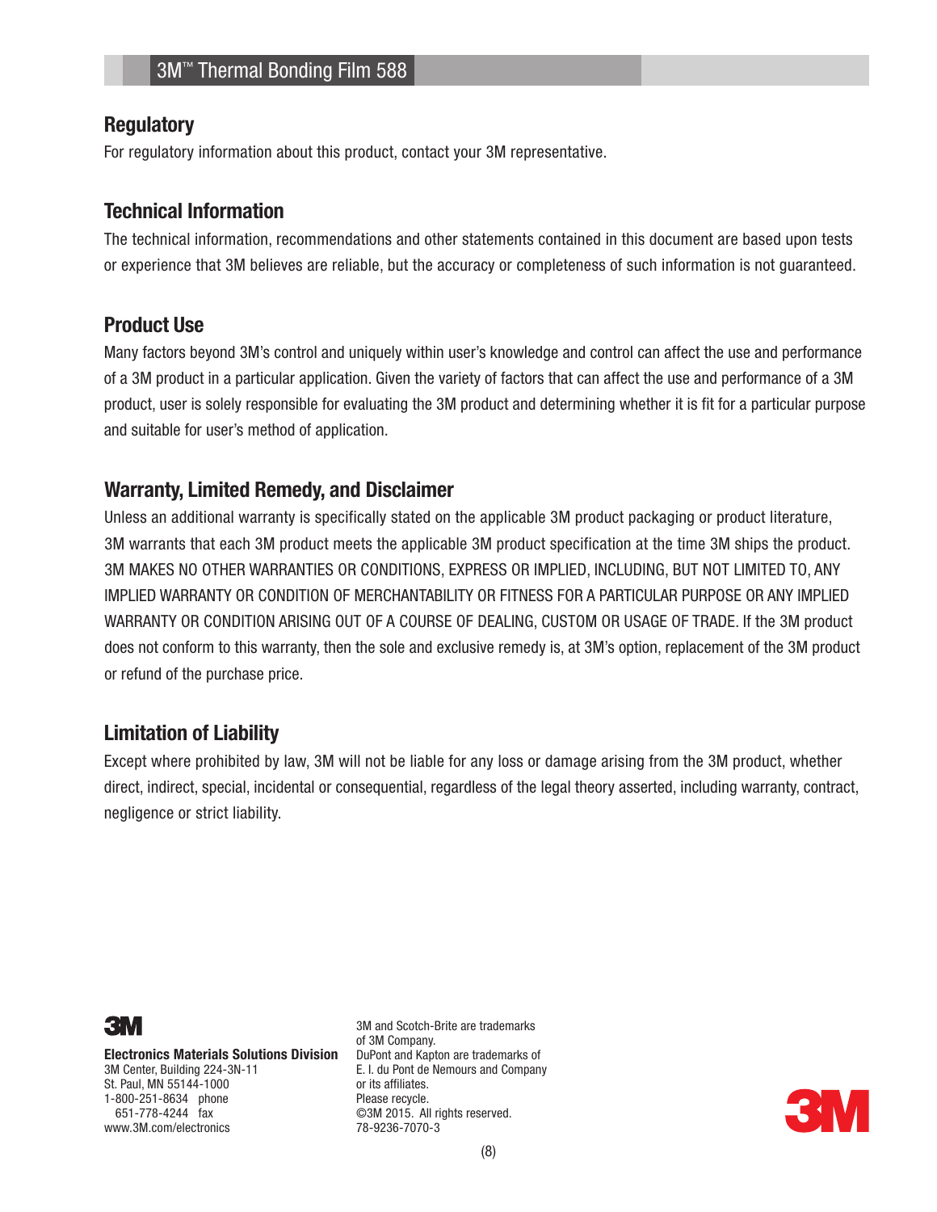## Regulatory

For regulatory information about this product, contact your 3M representative.

## Technical Information

The technical information, recommendations and other statements contained in this document are based upon tests or experience that 3M believes are reliable, but the accuracy or completeness of such information is not guaranteed.

## Product Use

Many factors beyond 3M's control and uniquely within user's knowledge and control can affect the use and performance of a 3M product in a particular application. Given the variety of factors that can affect the use and performance of a 3M product, user is solely responsible for evaluating the 3M product and determining whether it is fit for a particular purpose and suitable for user's method of application.

## Warranty, Limited Remedy, and Disclaimer

Unless an additional warranty is specifically stated on the applicable 3M product packaging or product literature, 3M warrants that each 3M product meets the applicable 3M product specification at the time 3M ships the product. 3M MAKES NO OTHER WARRANTIES OR CONDITIONS, EXPRESS OR IMPLIED, INCLUDING, BUT NOT LIMITED TO, ANY IMPLIED WARRANTY OR CONDITION OF MERCHANTABILITY OR FITNESS FOR A PARTICULAR PURPOSE OR ANY IMPLIED WARRANTY OR CONDITION ARISING OUT OF A COURSE OF DEALING, CUSTOM OR USAGE OF TRADE. If the 3M product does not conform to this warranty, then the sole and exclusive remedy is, at 3M's option, replacement of the 3M product or refund of the purchase price.

## Limitation of Liability

Except where prohibited by law, 3M will not be liable for any loss or damage arising from the 3M product, whether direct, indirect, special, incidental or consequential, regardless of the legal theory asserted, including warranty, contract, negligence or strict liability.

3M

**Electronics Materials Solutions Division**
3M Center, Building 224-3N-11
St. Paul, MN 55144-1000
1-800-251-8634 phone
651-778-4244 fax
www.3M.com/electronics

3M and Scotch-Brite are trademarks of 3M Company.
DuPont and Kapton are trademarks of E. I. du Pont de Nemours and Company or its affiliates.
Please recycle.
©3M 2015. All rights reserved.
78-9236-7070-3